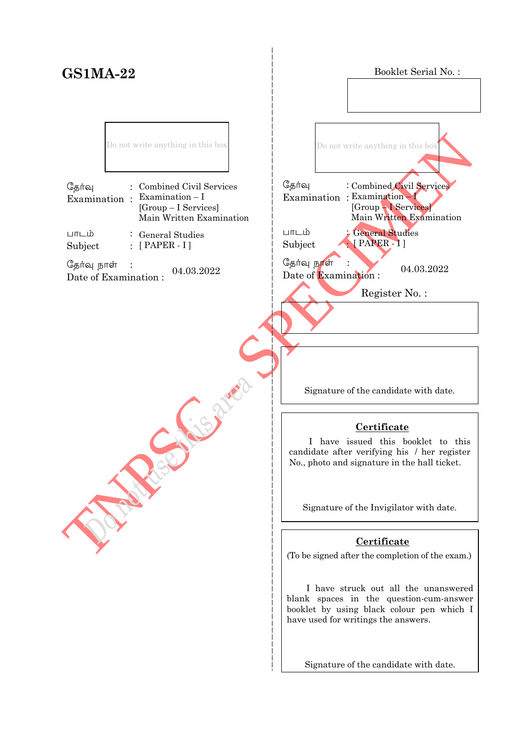# GS1MA-22

Do not write anything in this box

| | | |
|---|---|---|
| தேர்வு Examination | : | Combined Civil Services Examination – I [Group – I Services] Main Written Examination |
| பாடம் Subject | : | General Studies [ PAPER - I ] |
| தேர்வு நாள் Date of Examination | : | 04.03.2022 |

TNPSC SPECIMEN

Do not use this area

Booklet Serial No. :

Do not write anything in this box

| | | |
|---|---|---|
| தேர்வு Examination | : | Combined Civil Services Examination – I [Group – I Services] Main Written Examination |
| பாடம் Subject | : | General Studies [ PAPER - I ] |
| தேர்வு நாள் Date of Examination | : | 04.03.2022 |

Register No. :

Signature of the candidate with date.

**Certificate**

I have issued this booklet to this candidate after verifying his / her register No., photo and signature in the hall ticket.

Signature of the Invigilator with date.

**Certificate**

(To be signed after the completion of the exam.)

I have struck out all the unanswered blank spaces in the question-cum-answer booklet by using black colour pen which I have used for writings the answers.

Signature of the candidate with date.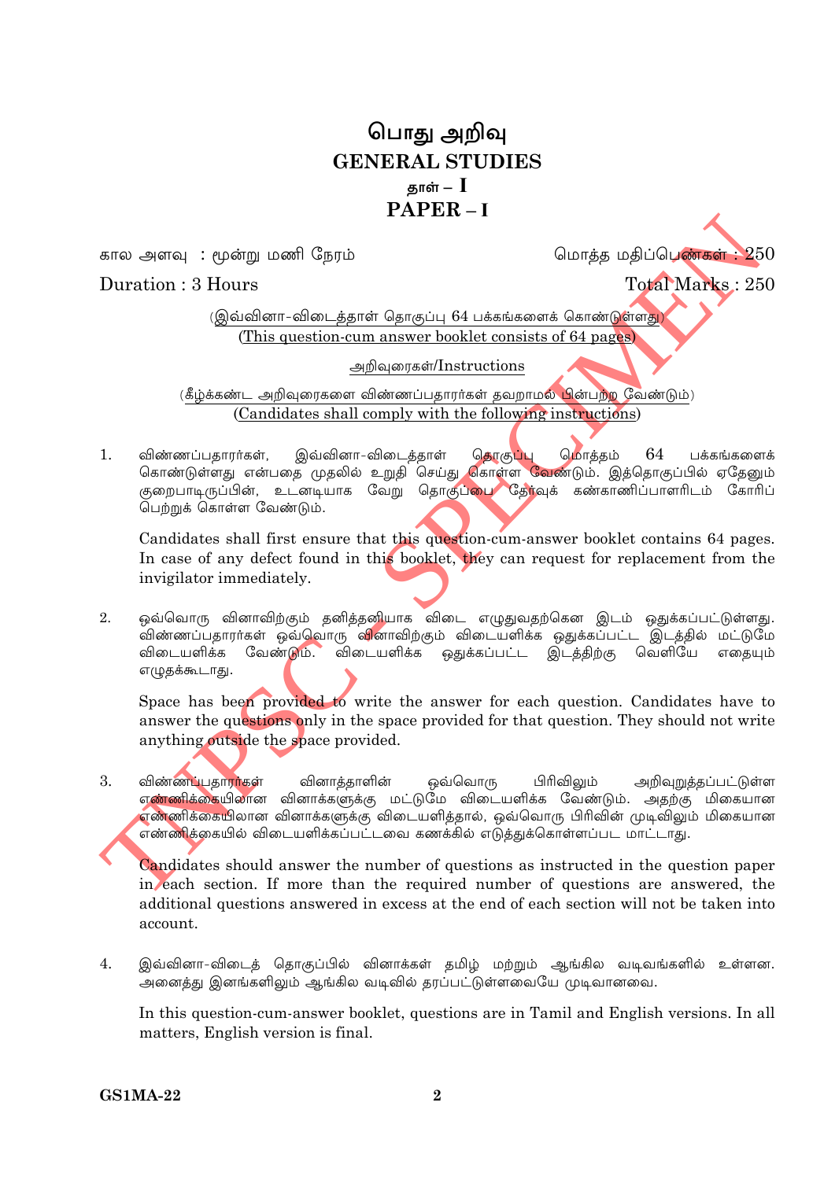# பொது அறிவு
# GENERAL STUDIES
## தாள் – I
## PAPER – I

கால அளவு : மூன்று மணி நேரம் | மொத்த மதிப்பெண்கள் : 250

Duration : 3 Hours | Total Marks : 250

(இவ்வினா-விடைத்தாள் தொகுப்பு 64 பக்கங்களைக் கொண்டுள்ளது)
(This question-cum answer booklet consists of 64 pages)

அறிவுரைகள்/Instructions

(கீழ்க்கண்ட அறிவுரைகளை விண்ணப்பதாரர்கள் தவறாமல் பின்பற்ற வேண்டும்)
(Candidates shall comply with the following instructions)

1. விண்ணப்பதாரர்கள், இவ்வினா-விடைத்தாள் தொகுப்பு மொத்தம் 64 பக்கங்களைக் கொண்டுள்ளது என்பதை முதலில் உறுதி செய்து கொள்ள வேண்டும். இத்தொகுப்பில் ஏதேனும் குறைபாடிருப்பின், உடனடியாக வேறு தொகுப்பை தேர்வுக் கண்காணிப்பாளரிடம் கோரிப் பெற்றுக் கொள்ள வேண்டும்.

   Candidates shall first ensure that this question-cum-answer booklet contains 64 pages. In case of any defect found in this booklet, they can request for replacement from the invigilator immediately.

2. ஒவ்வொரு வினாவிற்கும் தனித்தனியாக விடை எழுதுவதற்கென இடம் ஒதுக்கப்பட்டுள்ளது. விண்ணப்பதாரர்கள் ஒவ்வொரு வினாவிற்கும் விடையளிக்க ஒதுக்கப்பட்ட இடத்தில் மட்டுமே விடையளிக்க வேண்டும். விடையளிக்க ஒதுக்கப்பட்ட இடத்திற்கு வெளியே எதையும் எழுதக்கூடாது.

   Space has been provided to write the answer for each question. Candidates have to answer the questions only in the space provided for that question. They should not write anything outside the space provided.

3. விண்ணப்பதாரர்கள் வினாத்தாளின் ஒவ்வொரு பிரிவிலும் அறிவுறுத்தப்பட்டுள்ள எண்ணிக்கையிலான வினாக்களுக்கு மட்டுமே விடையளிக்க வேண்டும். அதற்கு மிகையான எண்ணிக்கையிலான வினாக்களுக்கு விடையளித்தால், ஒவ்வொரு பிரிவின் முடிவிலும் மிகையான எண்ணிக்கையில் விடையளிக்கப்பட்டவை கணக்கில் எடுத்துக்கொள்ளப்பட மாட்டாது.

   Candidates should answer the number of questions as instructed in the question paper in each section. If more than the required number of questions are answered, the additional questions answered in excess at the end of each section will not be taken into account.

4. இவ்வினா-விடைத் தொகுப்பில் வினாக்கள் தமிழ் மற்றும் ஆங்கில வடிவங்களில் உள்ளன. அனைத்து இனங்களிலும் ஆங்கில வடிவில் தரப்பட்டுள்ளவையே முடிவானவை.

   In this question-cum-answer booklet, questions are in Tamil and English versions. In all matters, English version is final.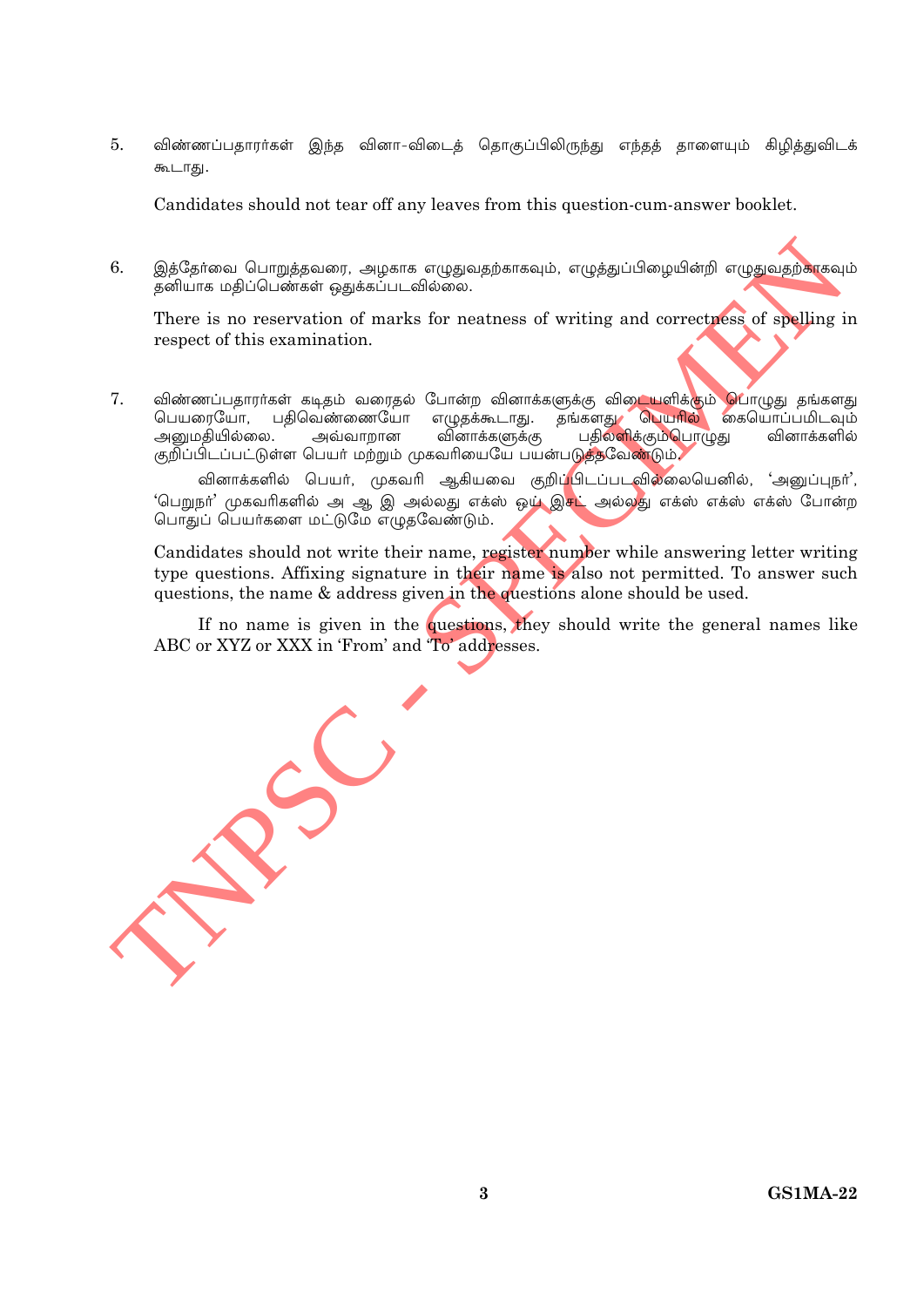5. விண்ணப்பதாரர்கள் இந்த வினா-விடைத் தொகுப்பிலிருந்து எந்தத் தாளையும் கிழித்துவிடக் கூடாது.

   Candidates should not tear off any leaves from this question-cum-answer booklet.

6. இத்தேர்வை பொறுத்தவரை, அழகாக எழுதுவதற்காகவும், எழுத்துப்பிழையின்றி எழுதுவதற்காகவும் தனியாக மதிப்பெண்கள் ஒதுக்கப்படவில்லை.

   There is no reservation of marks for neatness of writing and correctness of spelling in respect of this examination.

7. விண்ணப்பதாரர்கள் கடிதம் வரைதல் போன்ற வினாக்களுக்கு விடையளிக்கும் பொழுது தங்களது பெயரையோ, பதிவெண்ணையோ எழுதக்கூடாது. தங்களது பெயரில் கையொப்பமிடவும் அனுமதியில்லை. அவ்வாறான வினாக்களுக்கு பதிலளிக்கும்பொழுது வினாக்களில் குறிப்பிடப்பட்டுள்ள பெயர் மற்றும் முகவரியையே பயன்படுத்தவேண்டும்.

   வினாக்களில் பெயர், முகவரி ஆகியவை குறிப்பிடப்படவில்லையெனில், 'அனுப்புநர்', 'பெறுநர்' முகவரிகளில் அ ஆ இ அல்லது எக்ஸ் ஒய் இசட் அல்லது எக்ஸ் எக்ஸ் எக்ஸ் போன்ற பொதுப் பெயர்களை மட்டுமே எழுதவேண்டும்.

   Candidates should not write their name, register number while answering letter writing type questions. Affixing signature in their name is also not permitted. To answer such questions, the name & address given in the questions alone should be used.

   If no name is given in the questions, they should write the general names like ABC or XYZ or XXX in 'From' and 'To' addresses.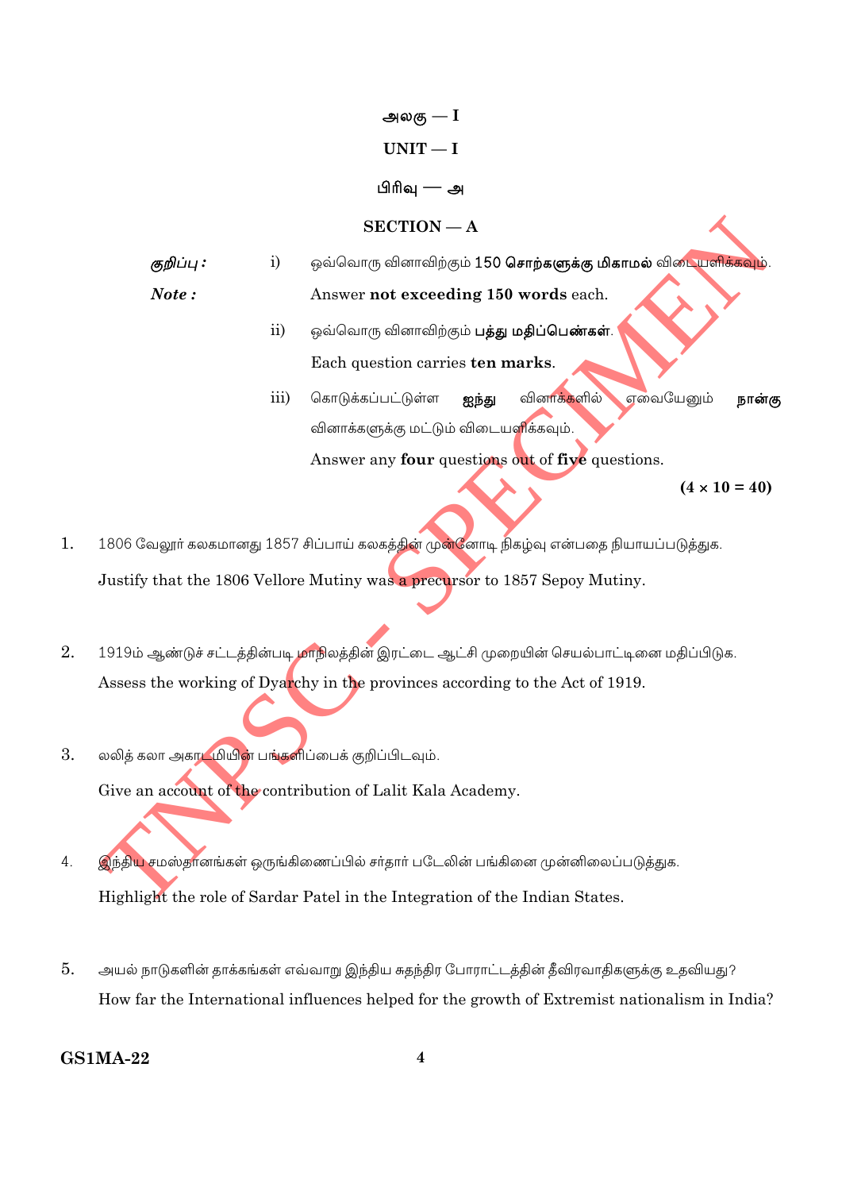# அலகு — I

# UNIT — I

## பிரிவு — அ

## SECTION — A

*குறிப்பு :* i) ஒவ்வொரு வினாவிற்கும் 150 **சொற்களுக்கு மிகாமல்** விடையளிக்கவும்.

*Note :* Answer **not exceeding 150 words** each.

ii) ஒவ்வொரு வினாவிற்கும் **பத்து மதிப்பெண்கள்**.

Each question carries **ten marks**.

iii) கொடுக்கப்பட்டுள்ள **ஐந்து** வினாக்களில் ஏவையேனும் **நான்கு** வினாக்களுக்கு மட்டும் விடையளிக்கவும்.

Answer any **four** questions out of **five** questions.

**(4 × 10 = 40)**

1. 1806 வேலூர் கலகமானது 1857 சிப்பாய் கலகத்தின் முன்னோடி நிகழ்வு என்பதை நியாயப்படுத்துக.

   Justify that the 1806 Vellore Mutiny was a precursor to 1857 Sepoy Mutiny.

2. 1919ம் ஆண்டுச் சட்டத்தின்படி மாநிலத்தின் இரட்டை ஆட்சி முறையின் செயல்பாட்டினை மதிப்பிடுக.

   Assess the working of Dyarchy in the provinces according to the Act of 1919.

3. லலித் கலா அகாடமியின் பங்களிப்பைக் குறிப்பிடவும்.

   Give an account of the contribution of Lalit Kala Academy.

4. இந்திய சமஸ்தானங்கள் ஒருங்கிணைப்பில் சர்தார் படேலின் பங்கினை முன்னிலைப்படுத்துக.

   Highlight the role of Sardar Patel in the Integration of the Indian States.

5. அயல் நாடுகளின் தாக்கங்கள் எவ்வாறு இந்திய சுதந்திர போராட்டத்தின் தீவிரவாதிகளுக்கு உதவியது?

   How far the International influences helped for the growth of Extremist nationalism in India?

GS1MA-22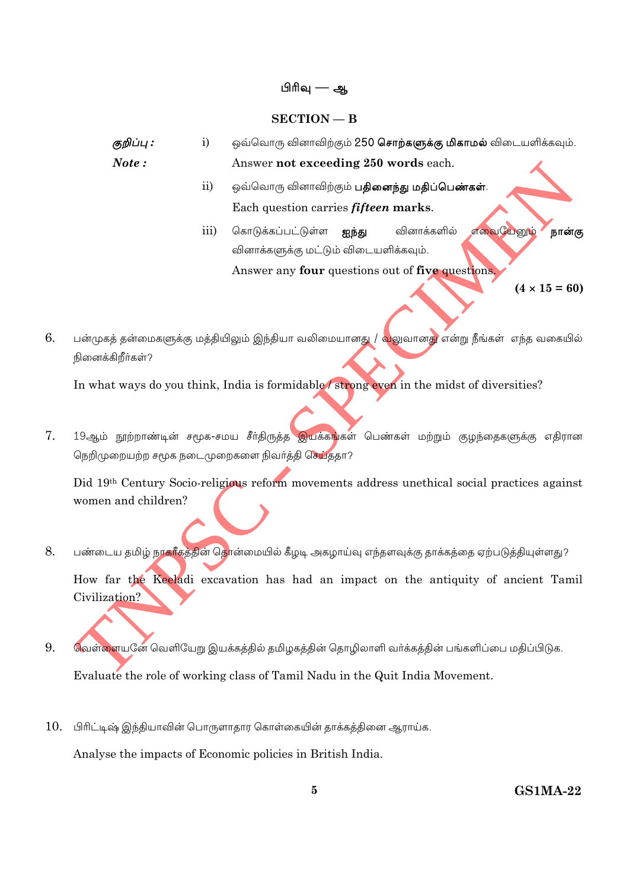## பிரிவு — ஆ

## SECTION — B

**குறிப்பு :** i) ஒவ்வொரு வினாவிற்கும் 250 **சொற்களுக்கு மிகாமல்** விடையளிக்கவும்.

***Note :*** Answer **not exceeding 250 words** each.

ii) ஒவ்வொரு வினாவிற்கும் **பதினைந்து மதிப்பெண்கள்**.

Each question carries ***fifteen*** **marks**.

iii) கொடுக்கப்பட்டுள்ள **ஐந்து** வினாக்களில் எவையேனும் **நான்கு** வினாக்களுக்கு மட்டும் விடையளிக்கவும்.

Answer any **four** questions out of **five** questions.

**(4 × 15 = 60)**

6. பன்முகத் தன்மைகளுக்கு மத்தியிலும் இந்தியா வலிமையானது / வலுவானது என்று நீங்கள் எந்த வகையில் நினைக்கிறீர்கள்?

   In what ways do you think, India is formidable / strong even in the midst of diversities?

7. 19ஆம் நூற்றாண்டின் சமூக-சமய சீர்திருத்த இயக்கங்கள் பெண்கள் மற்றும் குழந்தைகளுக்கு எதிரான நெறிமுறையற்ற சமூக நடைமுறைகளை நிவர்த்தி செய்ததா?

   Did 19th Century Socio-religious reform movements address unethical social practices against women and children?

8. பண்டைய தமிழ் நாகரீகத்தின் தொன்மையில் கீழடி அகழாய்வு எந்தளவுக்கு தாக்கத்தை ஏற்படுத்தியுள்ளது?

   How far the Keeladi excavation has had an impact on the antiquity of ancient Tamil Civilization?

9. வெள்ளையனே வெளியேறு இயக்கத்தில் தமிழகத்தின் தொழிலாளி வர்க்கத்தின் பங்களிப்பை மதிப்பிடுக.

   Evaluate the role of working class of Tamil Nadu in the Quit India Movement.

10. பிரிட்டிஷ் இந்தியாவின் பொருளாதார கொள்கையின் தாக்கத்தினை ஆராய்க.

    Analyse the impacts of Economic policies in British India.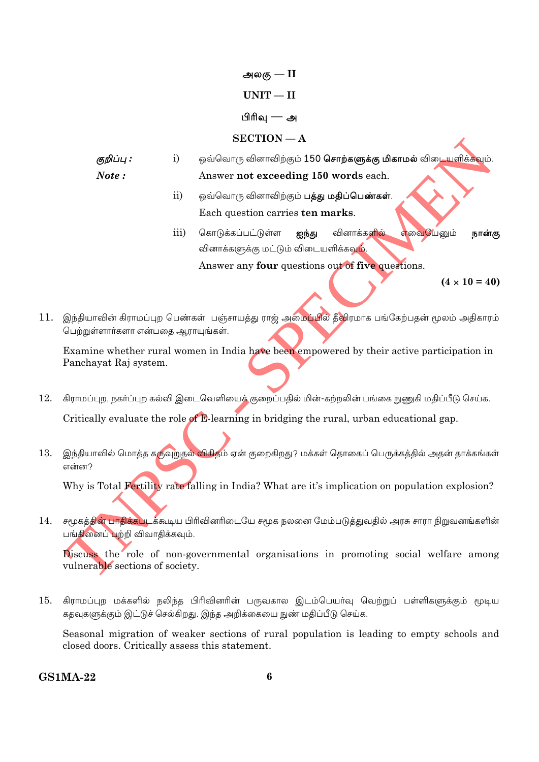# அலகு — II

# UNIT — II

## பிரிவு — அ

## SECTION — A

*குறிப்பு :* i) ஒவ்வொரு வினாவிற்கும் 150 **சொற்களுக்கு மிகாமல்** விடையளிக்கவும்.

*Note :* Answer **not exceeding 150 words** each.

ii) ஒவ்வொரு வினாவிற்கும் **பத்து மதிப்பெண்கள்**.

Each question carries **ten marks**.

iii) கொடுக்கப்பட்டுள்ள **ஐந்து** வினாக்களில் எவையேனும் **நான்கு** வினாக்களுக்கு மட்டும் விடையளிக்கவும்.

Answer any **four** questions out of **five** questions.

**(4 × 10 = 40)**

11. இந்தியாவின் கிராமப்புற பெண்கள் பஞ்சாயத்து ராஜ் அமைப்பில் தீவிரமாக பங்கேற்பதன் மூலம் அதிகாரம் பெற்றுள்ளார்களா என்பதை ஆராயுங்கள்.

    Examine whether rural women in India have been empowered by their active participation in Panchayat Raj system.

12. கிராமப்புற, நகர்ப்புற கல்வி இடைவெளியைக் குறைப்பதில் மின்-கற்றலின் பங்கை நுணுகி மதிப்பீடு செய்க.

    Critically evaluate the role of E-learning in bridging the rural, urban educational gap.

13. இந்தியாவில் மொத்த கருவுறுதல் விகிதம் ஏன் குறைகிறது? மக்கள் தொகைப் பெருக்கத்தில் அதன் தாக்கங்கள் என்ன?

    Why is Total Fertility rate falling in India? What are it's implication on population explosion?

14. சமூகத்தின் பாதிக்கப்படக்கூடிய பிரிவினரிடையே சமூக நலனை மேம்படுத்துவதில் அரசு சாரா நிறுவனங்களின் பங்கினைப் பற்றி விவாதிக்கவும்.

    Discuss the role of non-governmental organisations in promoting social welfare among vulnerable sections of society.

15. கிராமப்புற மக்களில் நலிந்த பிரிவினரின் பருவகால இடம்பெயர்வு வெற்றுப் பள்ளிகளுக்கும் மூடிய கதவுகளுக்கும் இட்டுச் செல்கிறது. இந்த அறிக்கையை நுண் மதிப்பீடு செய்க.

    Seasonal migration of weaker sections of rural population is leading to empty schools and closed doors. Critically assess this statement.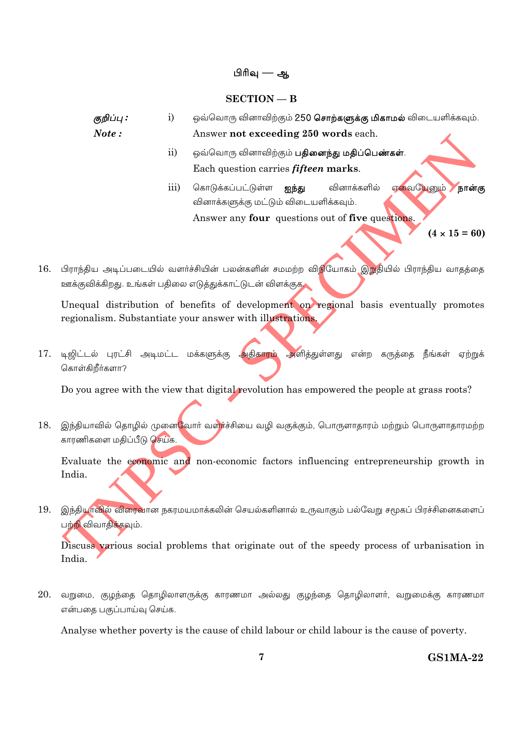## பிரிவு — ஆ

## SECTION — B

**குறிப்பு :** i) ஒவ்வொரு வினாவிற்கும் 250 **சொற்களுக்கு மிகாமல்** விடையளிக்கவும்.

**Note :** Answer **not exceeding 250 words** each.

ii) ஒவ்வொரு வினாவிற்கும் **பதினைந்து மதிப்பெண்கள்**.

Each question carries ***fifteen*** **marks**.

iii) கொடுக்கப்பட்டுள்ள **ஐந்து** வினாக்களில் எவையேனும் **நான்கு** வினாக்களுக்கு மட்டும் விடையளிக்கவும்.

Answer any **four** questions out of **five** questions.

**(4 × 15 = 60)**

16. பிராந்திய அடிப்படையில் வளர்ச்சியின் பலன்களின் சமமற்ற விநியோகம் இறுதியில் பிராந்திய வாதத்தை ஊக்குவிக்கிறது. உங்கள் பதிலை எடுத்துக்காட்டுடன் விளக்குக.

    Unequal distribution of benefits of development on regional basis eventually promotes regionalism. Substantiate your answer with illustrations.

17. டிஜிட்டல் புரட்சி அடிமட்ட மக்களுக்கு அதிகாரம் அளித்துள்ளது என்ற கருத்தை நீங்கள் ஏற்றுக் கொள்கிறீர்களா?

    Do you agree with the view that digital revolution has empowered the people at grass roots?

18. இந்தியாவில் தொழில் முனைவோர் வளர்ச்சியை வழி வகுக்கும், பொருளாதாரம் மற்றும் பொருளாதாரமற்ற காரணிகளை மதிப்பீடு செய்க.

    Evaluate the economic and non-economic factors influencing entrepreneurship growth in India.

19. இந்தியாவில் விரைவான நகரமயமாக்கலின் செயல்களினால் உருவாகும் பல்வேறு சமூகப் பிரச்சினைகளைப் பற்றி விவாதிக்கவும்.

    Discuss various social problems that originate out of the speedy process of urbanisation in India.

20. வறுமை, குழந்தை தொழிலாளருக்கு காரணமா அல்லது குழந்தை தொழிலாளர், வறுமைக்கு காரணமா என்பதை பகுப்பாய்வு செய்க.

    Analyse whether poverty is the cause of child labour or child labour is the cause of poverty.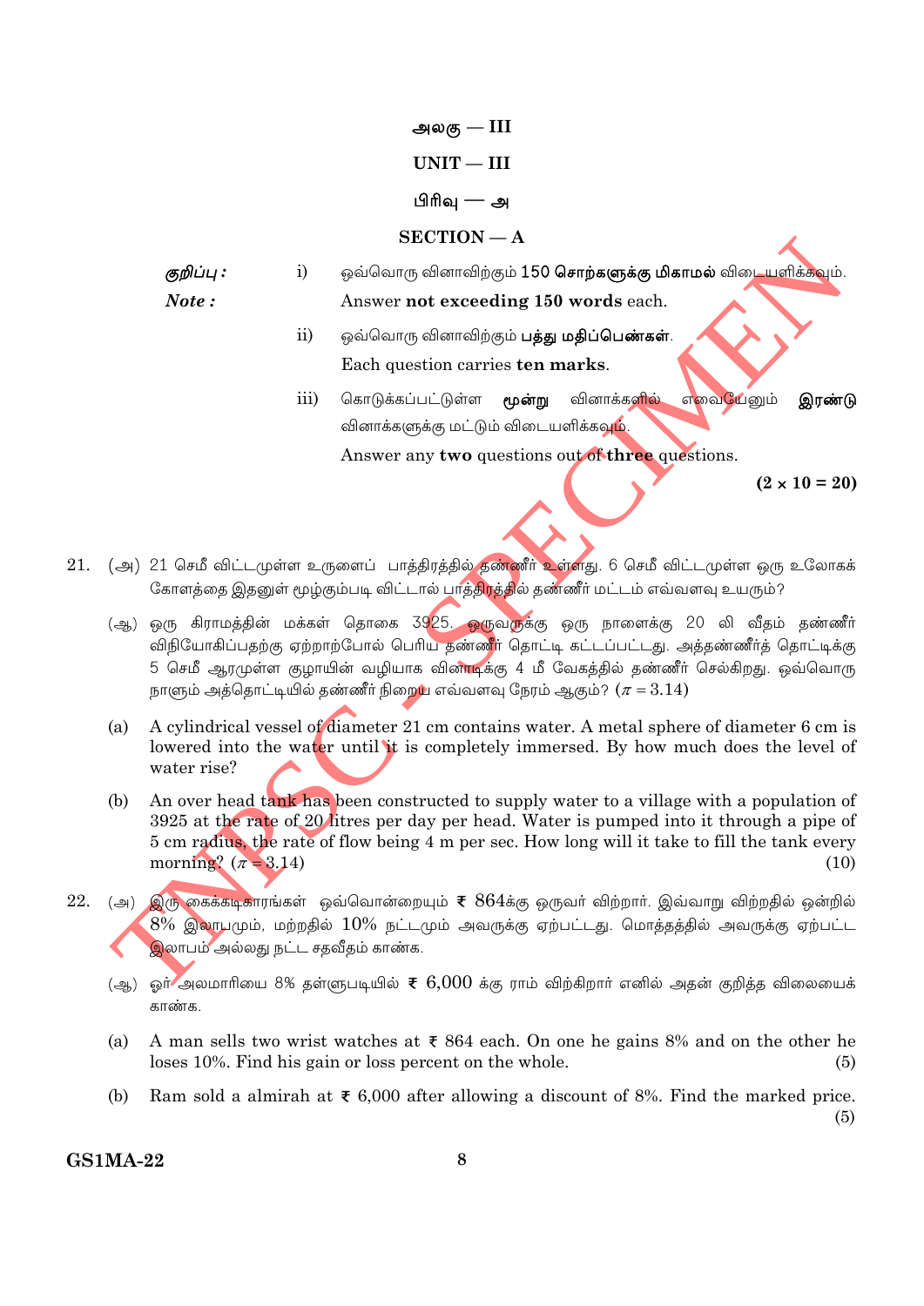## அலகு — III

## UNIT — III

### பிரிவு — அ

### SECTION — A

*குறிப்பு :* i) ஒவ்வொரு வினாவிற்கும் 150 **சொற்களுக்கு மிகாமல்** விடையளிக்கவும்.

*Note :* Answer **not exceeding 150 words** each.

ii) ஒவ்வொரு வினாவிற்கும் **பத்து மதிப்பெண்கள்**.

Each question carries **ten marks**.

iii) கொடுக்கப்பட்டுள்ள **மூன்று** வினாக்களில் எவையேனும் **இரண்டு** வினாக்களுக்கு மட்டும் விடையளிக்கவும்.

Answer any **two** questions out of **three** questions.

**(2 × 10 = 20)**

21. (அ) 21 செமீ விட்டமுள்ள உருளைப் பாத்திரத்தில் தண்ணீர் உள்ளது. 6 செமீ விட்டமுள்ள ஒரு உலோகக் கோளத்தை இதனுள் மூழ்கும்படி விட்டால் பாத்திரத்தில் தண்ணீர் மட்டம் எவ்வளவு உயரும்?

(ஆ) ஒரு கிராமத்தின் மக்கள் தொகை 3925. ஒருவருக்கு ஒரு நாளைக்கு 20 லி வீதம் தண்ணீர் விநியோகிப்பதற்கு ஏற்றாற்போல் பெரிய தண்ணீர் தொட்டி கட்டப்பட்டது. அத்தண்ணீர்த் தொட்டிக்கு 5 செமீ ஆரமுள்ள குழாயின் வழியாக வினாடிக்கு 4 மீ வேகத்தில் தண்ணீர் செல்கிறது. ஒவ்வொரு நாளும் அத்தொட்டியில் தண்ணீர் நிறைய எவ்வளவு நேரம் ஆகும்? ($\pi = 3.14$)

(a) A cylindrical vessel of diameter 21 cm contains water. A metal sphere of diameter 6 cm is lowered into the water until it is completely immersed. By how much does the level of water rise?

(b) An over head tank has been constructed to supply water to a village with a population of 3925 at the rate of 20 litres per day per head. Water is pumped into it through a pipe of 5 cm radius, the rate of flow being 4 m per sec. How long will it take to fill the tank every morning? ($\pi = 3.14$) (10)

22. (அ) இரு கைக்கடிகாரங்கள் ஒவ்வொன்றையும் ₹ 864க்கு ஒருவர் விற்றார். இவ்வாறு விற்றதில் ஒன்றில் 8% இலாபமும், மற்றதில் 10% நட்டமும் அவருக்கு ஏற்பட்டது. மொத்தத்தில் அவருக்கு ஏற்பட்ட இலாபம் அல்லது நட்ட சதவீதம் காண்க.

(ஆ) ஓர் அலமாரியை 8% தள்ளுபடியில் ₹ 6,000 க்கு ராம் விற்கிறார் எனில் அதன் குறித்த விலையைக் காண்க.

(a) A man sells two wrist watches at ₹ 864 each. On one he gains 8% and on the other he loses 10%. Find his gain or loss percent on the whole. (5)

(b) Ram sold a almirah at ₹ 6,000 after allowing a discount of 8%. Find the marked price. (5)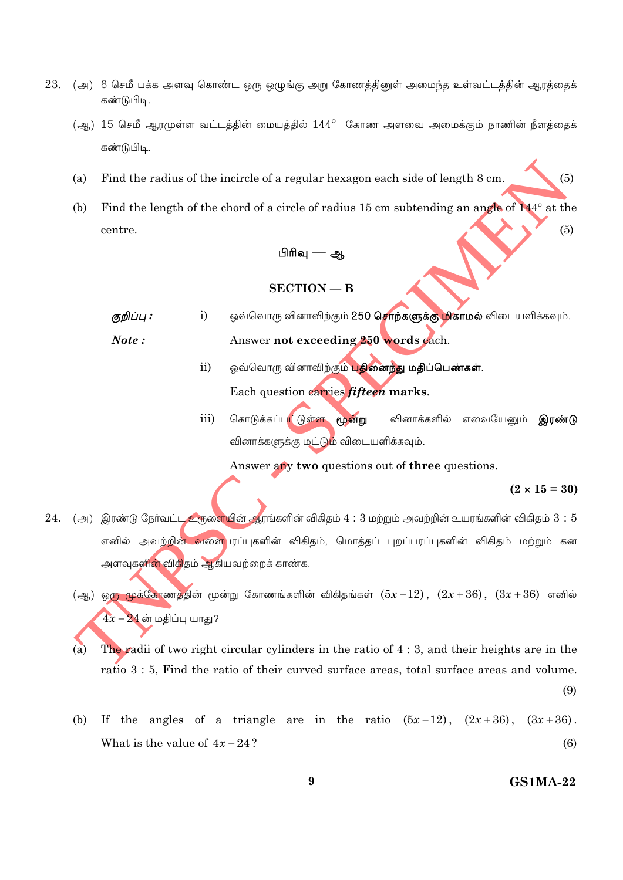23. (அ) 8 செமீ பக்க அளவு கொண்ட ஒரு ஒழுங்கு அறு கோணத்தினுள் அமைந்த உள்வட்டத்தின் ஆரத்தைக் கண்டுபிடி.

(ஆ) 15 செமீ ஆரமுள்ள வட்டத்தின் மையத்தில் $144^\circ$ கோண அளவை அமைக்கும் நாணின் நீளத்தைக் கண்டுபிடி.

(a) Find the radius of the incircle of a regular hexagon each side of length 8 cm. (5)

(b) Find the length of the chord of a circle of radius 15 cm subtending an angle of $144^\circ$ at the centre. (5)

## பிரிவு — ஆ

## SECTION — B

*குறிப்பு :* i) ஒவ்வொரு வினாவிற்கும் 250 **சொற்களுக்கு மிகாமல்** விடையளிக்கவும்.

*Note :* Answer **not exceeding 250 words** each.

ii) ஒவ்வொரு வினாவிற்கும் **பதினைந்து மதிப்பெண்கள்**.

Each question carries ***fifteen*** **marks**.

iii) கொடுக்கப்பட்டுள்ள **மூன்று** வினாக்களில் எவையேனும் **இரண்டு** வினாக்களுக்கு மட்டும் விடையளிக்கவும்.

Answer any **two** questions out of **three** questions.

**(2 × 15 = 30)**

24. (அ) இரண்டு நேர்வட்ட உருளையின் ஆரங்களின் விகிதம் 4 : 3 மற்றும் அவற்றின் உயரங்களின் விகிதம் 3 : 5 எனில் அவற்றின் வளைபரப்புகளின் விகிதம், மொத்தப் புறப்பரப்புகளின் விகிதம் மற்றும் கன அளவுகளின் விகிதம் ஆகியவற்றைக் காண்க.

(ஆ) ஒரு முக்கோணத்தின் மூன்று கோணங்களின் விகிதங்கள் $(5x-12)$, $(2x+36)$, $(3x+36)$ எனில் $4x-24$ ன் மதிப்பு யாது?

(a) The radii of two right circular cylinders in the ratio of 4 : 3, and their heights are in the ratio 3 : 5, Find the ratio of their curved surface areas, total surface areas and volume. (9)

(b) If the angles of a triangle are in the ratio $(5x-12)$, $(2x+36)$, $(3x+36)$. What is the value of $4x-24$? (6)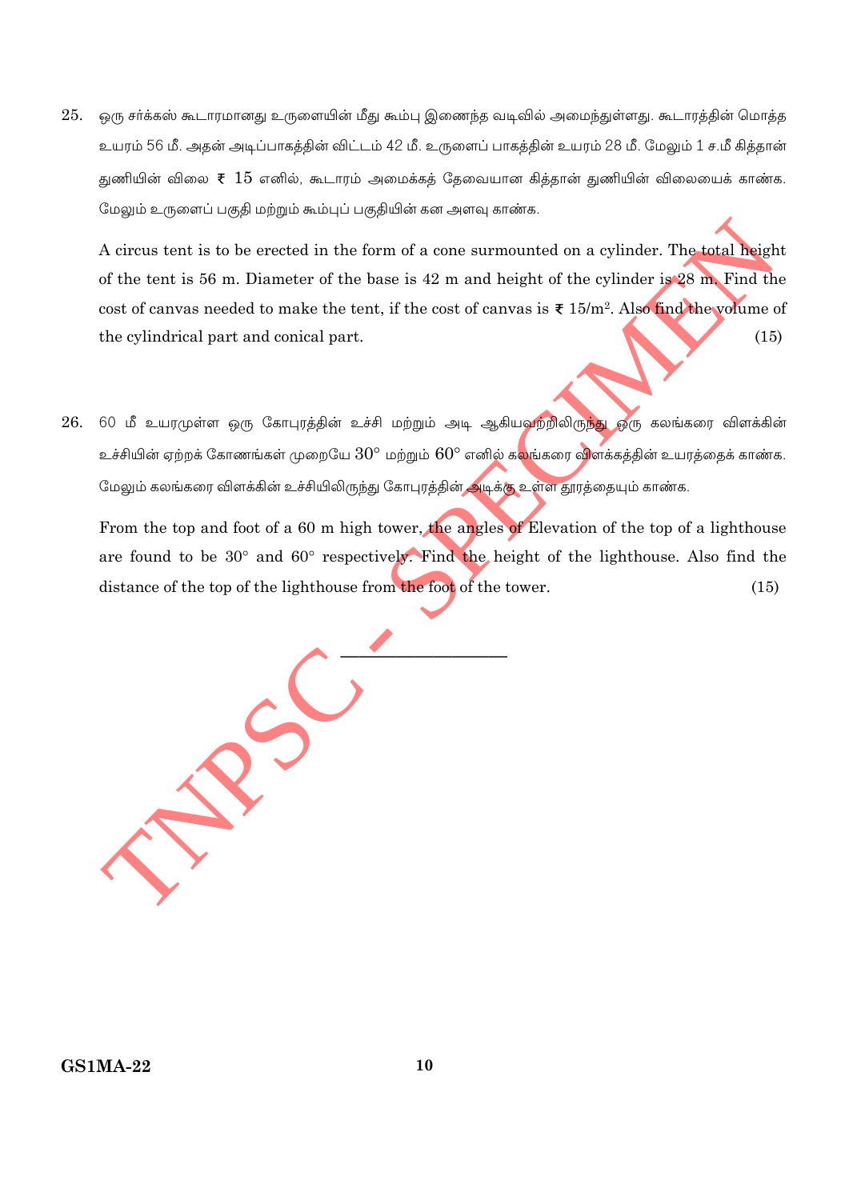25. ஒரு சர்க்கஸ் கூடாரமானது உருளையின் மீது கூம்பு இணைந்த வடிவில் அமைந்துள்ளது. கூடாரத்தின் மொத்த உயரம் 56 மீ. அதன் அடிப்பாகத்தின் விட்டம் 42 மீ. உருளைப் பாகத்தின் உயரம் 28 மீ. மேலும் 1 ச.மீ கித்தான் துணியின் விலை ₹ 15 எனில், கூடாரம் அமைக்கத் தேவையான கித்தான் துணியின் விலையைக் காண்க. மேலும் உருளைப் பகுதி மற்றும் கூம்புப் பகுதியின் கன அளவு காண்க.

A circus tent is to be erected in the form of a cone surmounted on a cylinder. The total height of the tent is 56 m. Diameter of the base is 42 m and height of the cylinder is 28 m. Find the cost of canvas needed to make the tent, if the cost of canvas is ₹ 15/m$^2$. Also find the volume of the cylindrical part and conical part. (15)

26. 60 மீ உயரமுள்ள ஒரு கோபுரத்தின் உச்சி மற்றும் அடி ஆகியவற்றிலிருந்து ஒரு கலங்கரை விளக்கின் உச்சியின் ஏற்றக் கோணங்கள் முறையே $30^\circ$ மற்றும் $60^\circ$ எனில் கலங்கரை விளக்கத்தின் உயரத்தைக் காண்க. மேலும் கலங்கரை விளக்கின் உச்சியிலிருந்து கோபுரத்தின் அடிக்கு உள்ள தூரத்தையும் காண்க.

From the top and foot of a 60 m high tower, the angles of Elevation of the top of a lighthouse are found to be $30^\circ$ and $60^\circ$ respectively. Find the height of the lighthouse. Also find the distance of the top of the lighthouse from the foot of the tower. (15)

---